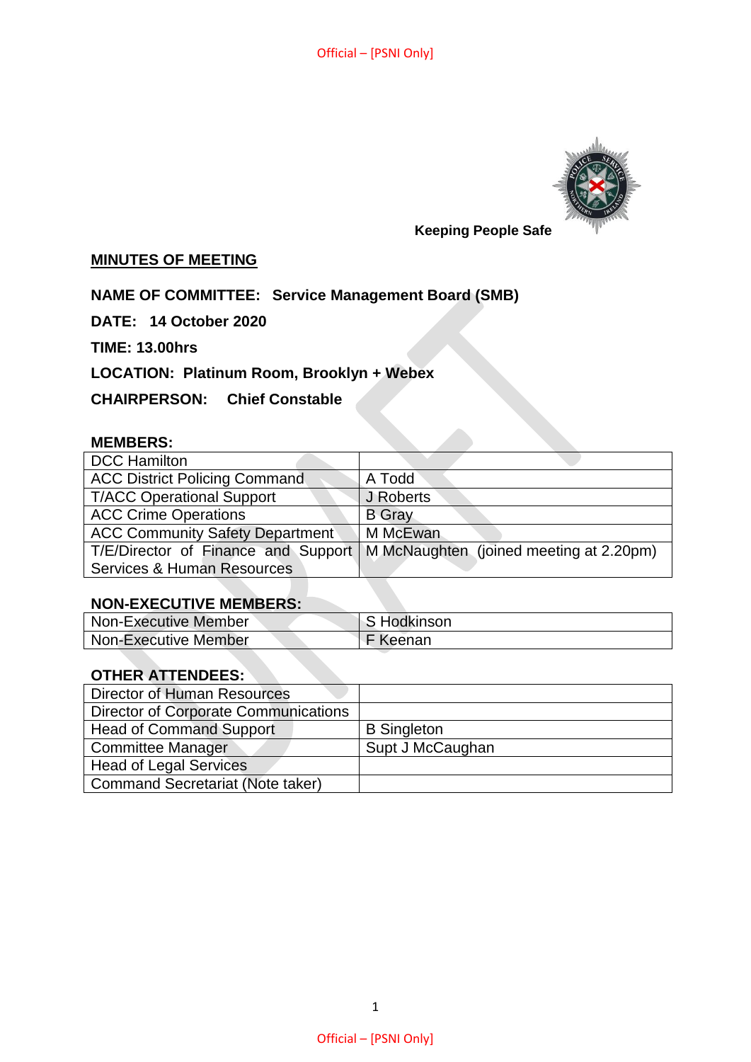Keeping People Safe

## MINUTES OF MEETING

**NAME OF COMMITTEE: Service Management Board (SMB)**

**DATE: 14 October 2020**

**TIME: 13.00hrs**

**LOCATION: Platinum Room, Brooklyn + Webex**

**CHAIRPERSON: Chief Constable**

**MEMBERS:**

| | |
|---|---|
| DCC Hamilton | |
| ACC District Policing Command | A Todd |
| T/ACC Operational Support | J Roberts |
| ACC Crime Operations | B Gray |
| ACC Community Safety Department | M McEwan |
| T/E/Director of Finance and Support Services & Human Resources | M McNaughten (joined meeting at 2.20pm) |

**NON-EXECUTIVE MEMBERS:**

| | |
|---|---|
| Non-Executive Member | S Hodkinson |
| Non-Executive Member | F Keenan |

**OTHER ATTENDEES:**

| | |
|---|---|
| Director of Human Resources | |
| Director of Corporate Communications | |
| Head of Command Support | B Singleton |
| Committee Manager | Supt J McCaughan |
| Head of Legal Services | |
| Command Secretariat (Note taker) | |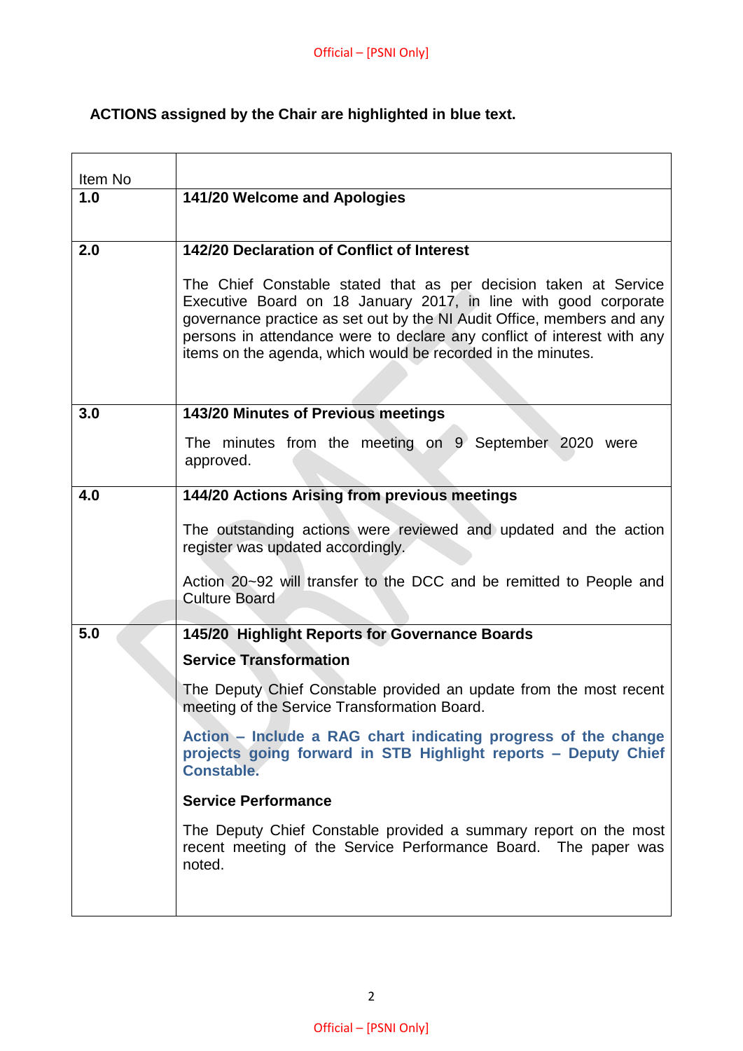**ACTIONS assigned by the Chair are highlighted in blue text.**

| Item No | |
|---|---|
| **1.0** | **141/20 Welcome and Apologies** |
| **2.0** | **142/20 Declaration of Conflict of Interest**<br><br>The Chief Constable stated that as per decision taken at Service Executive Board on 18 January 2017, in line with good corporate governance practice as set out by the NI Audit Office, members and any persons in attendance were to declare any conflict of interest with any items on the agenda, which would be recorded in the minutes. |
| **3.0** | **143/20 Minutes of Previous meetings**<br><br>The minutes from the meeting on 9 September 2020 were approved. |
| **4.0** | **144/20 Actions Arising from previous meetings**<br><br>The outstanding actions were reviewed and updated and the action register was updated accordingly.<br><br>Action 20~92 will transfer to the DCC and be remitted to People and Culture Board |
| **5.0** | **145/20 Highlight Reports for Governance Boards**<br><br>**Service Transformation**<br><br>The Deputy Chief Constable provided an update from the most recent meeting of the Service Transformation Board.<br><br>**Action – Include a RAG chart indicating progress of the change projects going forward in STB Highlight reports – Deputy Chief Constable.**<br><br>**Service Performance**<br><br>The Deputy Chief Constable provided a summary report on the most recent meeting of the Service Performance Board. The paper was noted. |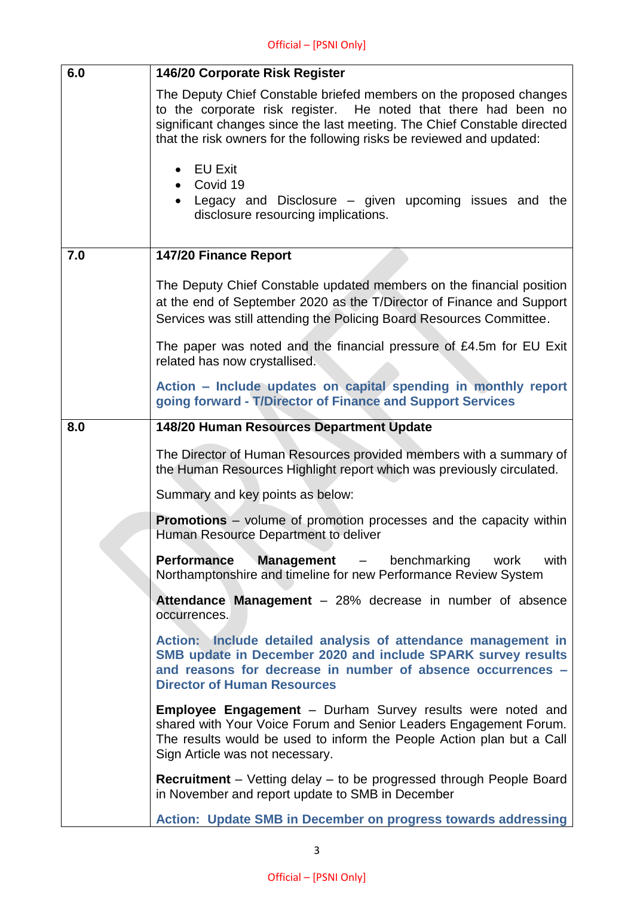| | |
|---|---|
| 6.0 | **146/20 Corporate Risk Register**<br><br>The Deputy Chief Constable briefed members on the proposed changes to the corporate risk register. He noted that there had been no significant changes since the last meeting. The Chief Constable directed that the risk owners for the following risks be reviewed and updated:<br><br>• EU Exit<br>• Covid 19<br>• Legacy and Disclosure – given upcoming issues and the disclosure resourcing implications. |
| 7.0 | **147/20 Finance Report**<br><br>The Deputy Chief Constable updated members on the financial position at the end of September 2020 as the T/Director of Finance and Support Services was still attending the Policing Board Resources Committee.<br><br>The paper was noted and the financial pressure of £4.5m for EU Exit related has now crystallised.<br><br>**Action – Include updates on capital spending in monthly report going forward - T/Director of Finance and Support Services** |
| 8.0 | **148/20 Human Resources Department Update**<br><br>The Director of Human Resources provided members with a summary of the Human Resources Highlight report which was previously circulated.<br><br>Summary and key points as below:<br><br>**Promotions** – volume of promotion processes and the capacity within Human Resource Department to deliver<br><br>**Performance Management** – benchmarking work with Northamptonshire and timeline for new Performance Review System<br><br>**Attendance Management** – 28% decrease in number of absence occurrences.<br><br>**Action: Include detailed analysis of attendance management in SMB update in December 2020 and include SPARK survey results and reasons for decrease in number of absence occurrences – Director of Human Resources**<br><br>**Employee Engagement** – Durham Survey results were noted and shared with Your Voice Forum and Senior Leaders Engagement Forum. The results would be used to inform the People Action plan but a Call Sign Article was not necessary.<br><br>**Recruitment** – Vetting delay – to be progressed through People Board in November and report update to SMB in December<br><br>**Action: Update SMB in December on progress towards addressing** |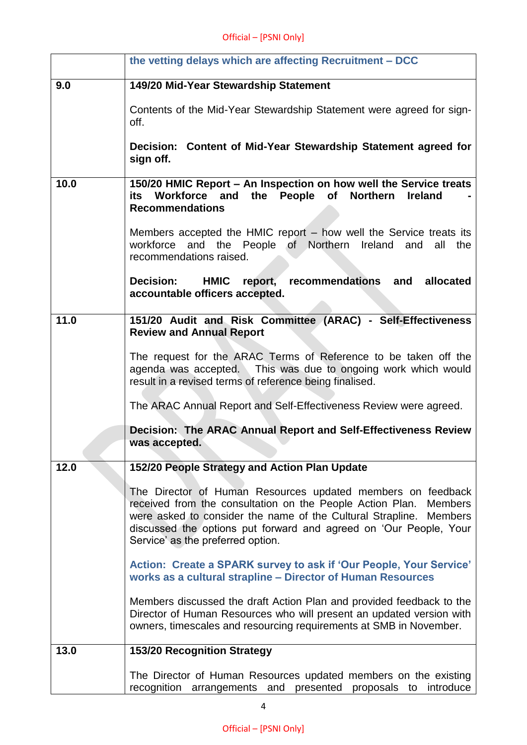| | |
|---|---|
| | **the vetting delays which are affecting Recruitment – DCC** |
| **9.0** | **149/20 Mid-Year Stewardship Statement**<br><br>Contents of the Mid-Year Stewardship Statement were agreed for sign-off.<br><br>**Decision: Content of Mid-Year Stewardship Statement agreed for sign off.** |
| **10.0** | **150/20 HMIC Report – An Inspection on how well the Service treats its Workforce and the People of Northern Ireland - Recommendations**<br><br>Members accepted the HMIC report – how well the Service treats its workforce and the People of Northern Ireland and all the recommendations raised.<br><br>**Decision: HMIC report, recommendations and allocated accountable officers accepted.** |
| **11.0** | **151/20 Audit and Risk Committee (ARAC) - Self-Effectiveness Review and Annual Report**<br><br>The request for the ARAC Terms of Reference to be taken off the agenda was accepted. This was due to ongoing work which would result in a revised terms of reference being finalised.<br><br>The ARAC Annual Report and Self-Effectiveness Review were agreed.<br><br>**Decision: The ARAC Annual Report and Self-Effectiveness Review was accepted.** |
| **12.0** | **152/20 People Strategy and Action Plan Update**<br><br>The Director of Human Resources updated members on feedback received from the consultation on the People Action Plan. Members were asked to consider the name of the Cultural Strapline. Members discussed the options put forward and agreed on 'Our People, Your Service' as the preferred option.<br><br>**Action: Create a SPARK survey to ask if 'Our People, Your Service' works as a cultural strapline – Director of Human Resources**<br><br>Members discussed the draft Action Plan and provided feedback to the Director of Human Resources who will present an updated version with owners, timescales and resourcing requirements at SMB in November. |
| **13.0** | **153/20 Recognition Strategy**<br><br>The Director of Human Resources updated members on the existing recognition arrangements and presented proposals to introduce |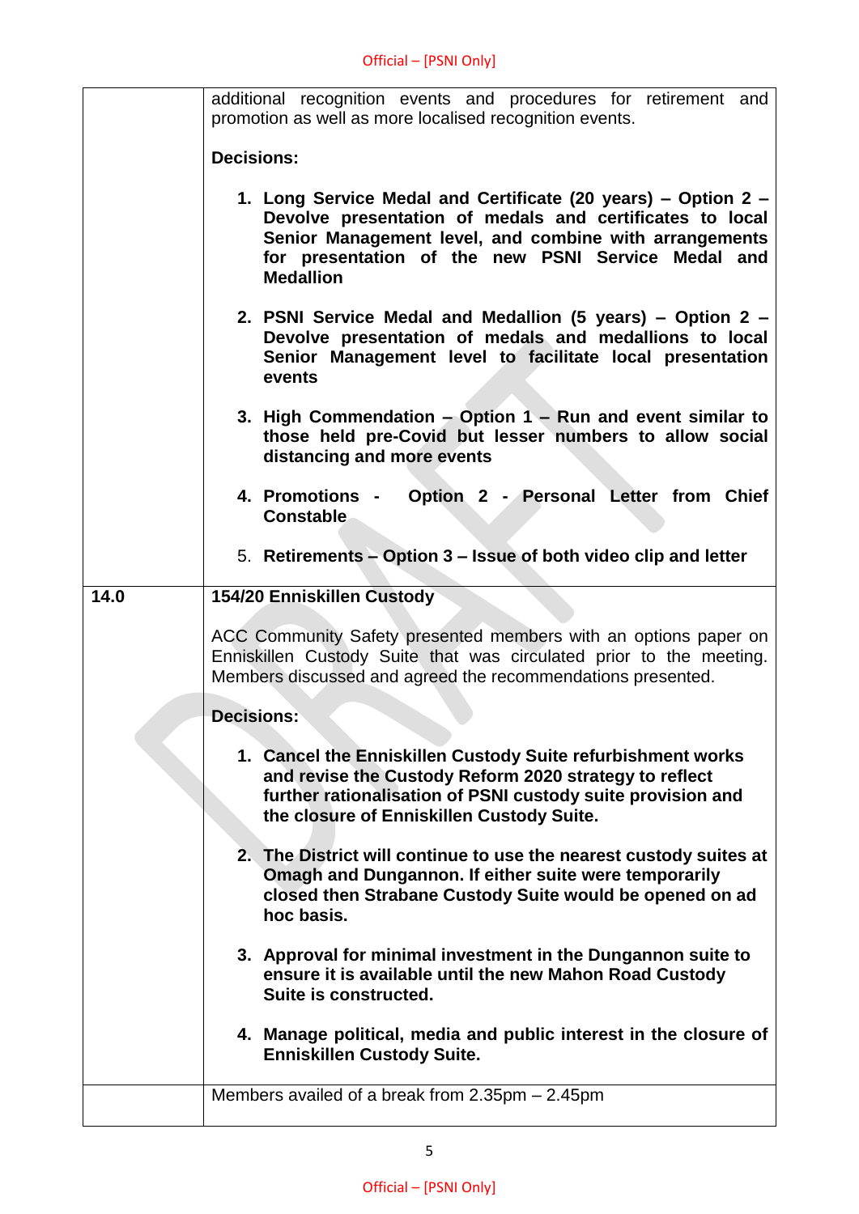| | |
|---|---|
| | additional recognition events and procedures for retirement and promotion as well as more localised recognition events.<br><br>**Decisions:**<br><br>1. **Long Service Medal and Certificate (20 years) – Option 2 – Devolve presentation of medals and certificates to local Senior Management level, and combine with arrangements for presentation of the new PSNI Service Medal and Medallion**<br>2. **PSNI Service Medal and Medallion (5 years) – Option 2 – Devolve presentation of medals and medallions to local Senior Management level to facilitate local presentation events**<br>3. **High Commendation – Option 1 – Run and event similar to those held pre-Covid but lesser numbers to allow social distancing and more events**<br>4. **Promotions - Option 2 - Personal Letter from Chief Constable**<br>5. **Retirements – Option 3 – Issue of both video clip and letter** |
| **14.0** | **154/20 Enniskillen Custody**<br><br>ACC Community Safety presented members with an options paper on Enniskillen Custody Suite that was circulated prior to the meeting. Members discussed and agreed the recommendations presented.<br><br>**Decisions:**<br><br>1. **Cancel the Enniskillen Custody Suite refurbishment works and revise the Custody Reform 2020 strategy to reflect further rationalisation of PSNI custody suite provision and the closure of Enniskillen Custody Suite.**<br>2. **The District will continue to use the nearest custody suites at Omagh and Dungannon. If either suite were temporarily closed then Strabane Custody Suite would be opened on ad hoc basis.**<br>3. **Approval for minimal investment in the Dungannon suite to ensure it is available until the new Mahon Road Custody Suite is constructed.**<br>4. **Manage political, media and public interest in the closure of Enniskillen Custody Suite.** |
| | Members availed of a break from 2.35pm – 2.45pm |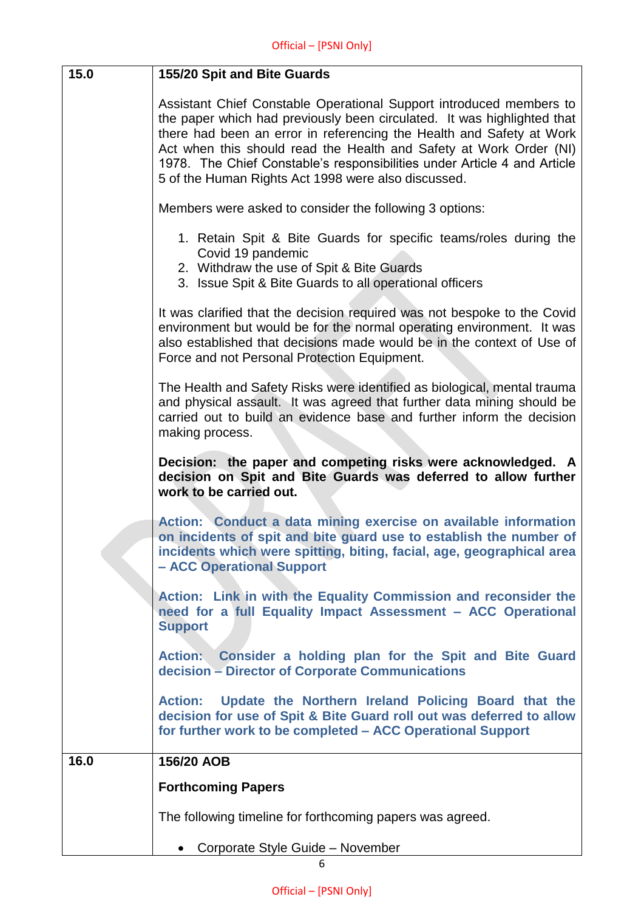| | |
|---|---|
| **15.0** | **155/20 Spit and Bite Guards**<br><br>Assistant Chief Constable Operational Support introduced members to the paper which had previously been circulated. It was highlighted that there had been an error in referencing the Health and Safety at Work Act when this should read the Health and Safety at Work Order (NI) 1978. The Chief Constable's responsibilities under Article 4 and Article 5 of the Human Rights Act 1998 were also discussed.<br><br>Members were asked to consider the following 3 options:<br><br>1. Retain Spit & Bite Guards for specific teams/roles during the Covid 19 pandemic<br>2. Withdraw the use of Spit & Bite Guards<br>3. Issue Spit & Bite Guards to all operational officers<br><br>It was clarified that the decision required was not bespoke to the Covid environment but would be for the normal operating environment. It was also established that decisions made would be in the context of Use of Force and not Personal Protection Equipment.<br><br>The Health and Safety Risks were identified as biological, mental trauma and physical assault. It was agreed that further data mining should be carried out to build an evidence base and further inform the decision making process.<br><br>**Decision: the paper and competing risks were acknowledged. A decision on Spit and Bite Guards was deferred to allow further work to be carried out.**<br><br>**Action: Conduct a data mining exercise on available information on incidents of spit and bite guard use to establish the number of incidents which were spitting, biting, facial, age, geographical area – ACC Operational Support**<br><br>**Action: Link in with the Equality Commission and reconsider the need for a full Equality Impact Assessment – ACC Operational Support**<br><br>**Action: Consider a holding plan for the Spit and Bite Guard decision – Director of Corporate Communications**<br><br>**Action: Update the Northern Ireland Policing Board that the decision for use of Spit & Bite Guard roll out was deferred to allow for further work to be completed – ACC Operational Support** |
| **16.0** | **156/20 AOB**<br><br>**Forthcoming Papers**<br><br>The following timeline for forthcoming papers was agreed.<br><br>• Corporate Style Guide – November |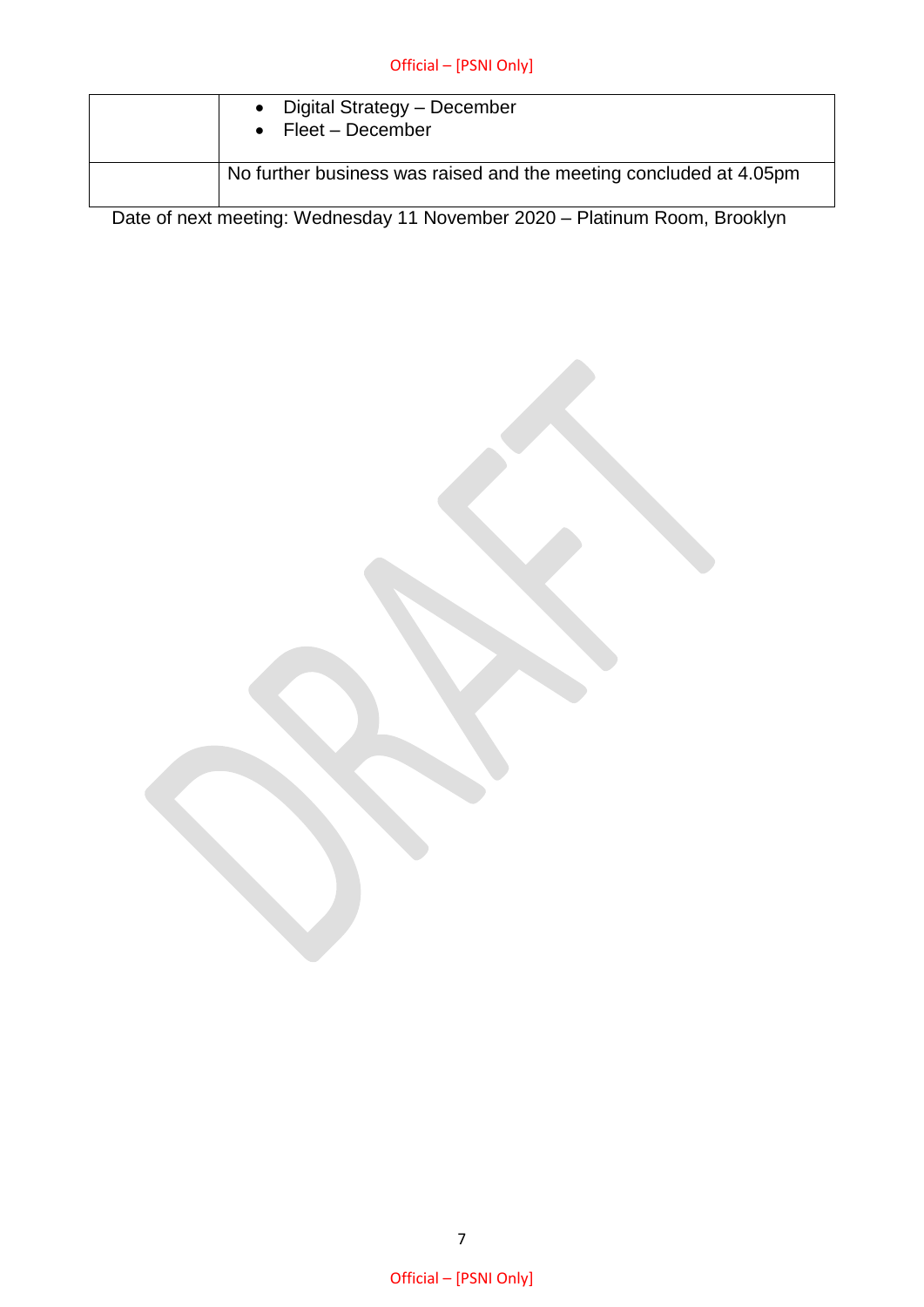| | |
|---|---|
| | • Digital Strategy – December<br>• Fleet – December |
| | No further business was raised and the meeting concluded at 4.05pm |

Date of next meeting: Wednesday 11 November 2020 – Platinum Room, Brooklyn